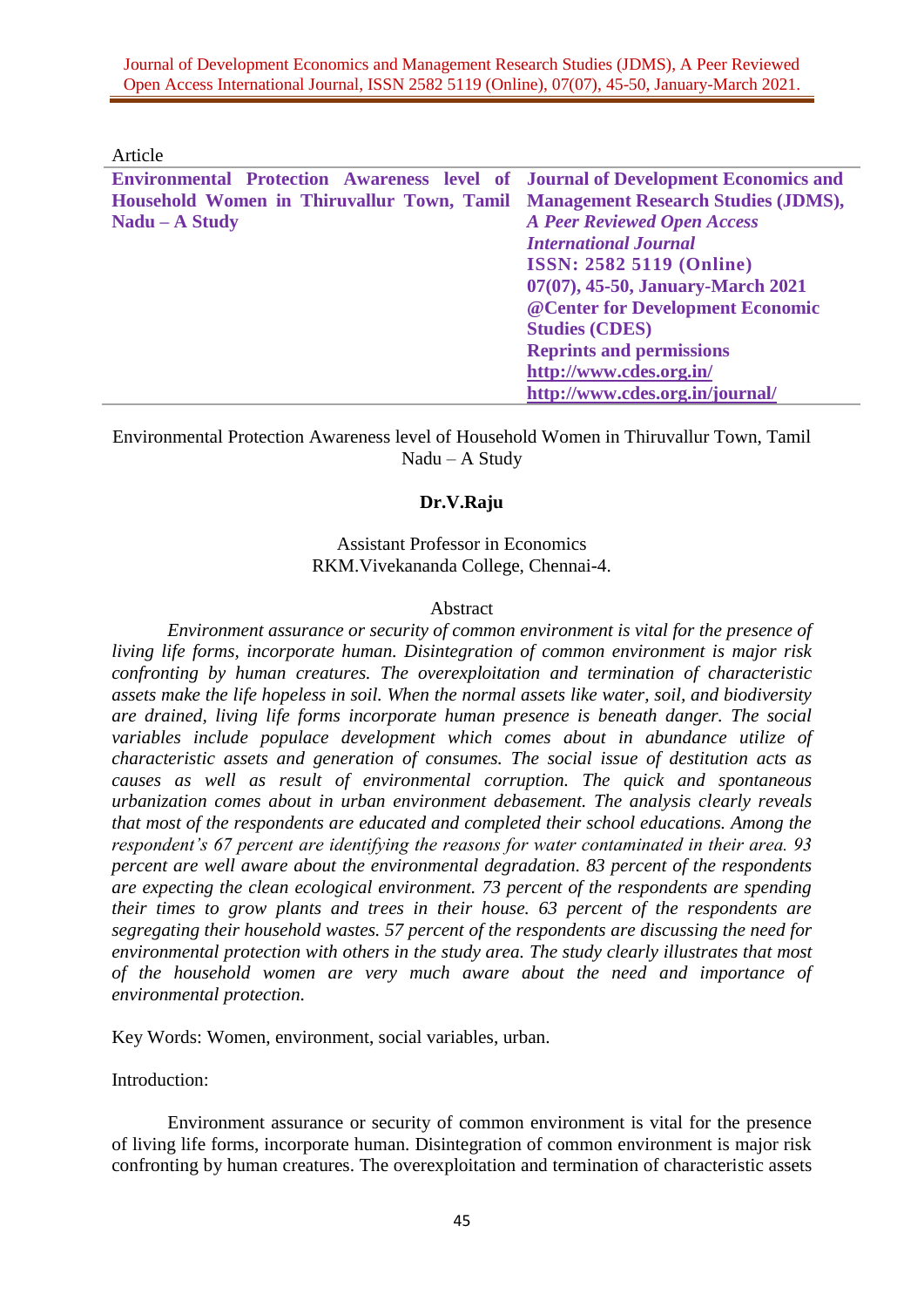Article

| **Environmental Protection Awareness level of Household Women in Thiruvallur Town, Tamil Nadu – A Study** | **Journal of Development Economics and Management Research Studies (JDMS),** ***A Peer Reviewed Open Access International Journal*** **ISSN: 2582 5119 (Online)** **07(07), 45-50, January-March 2021** **@Center for Development Economic Studies (CDES)** **Reprints and permissions** **http://www.cdes.org.in/** **http://www.cdes.org.in/journal/** |
|---|---|

# Environmental Protection Awareness level of Household Women in Thiruvallur Town, Tamil Nadu – A Study

**Dr.V.Raju**

Assistant Professor in Economics
RKM.Vivekananda College, Chennai-4.

## Abstract

*Environment assurance or security of common environment is vital for the presence of living life forms, incorporate human. Disintegration of common environment is major risk confronting by human creatures. The overexploitation and termination of characteristic assets make the life hopeless in soil. When the normal assets like water, soil, and biodiversity are drained, living life forms incorporate human presence is beneath danger. The social variables include populace development which comes about in abundance utilize of characteristic assets and generation of consumes. The social issue of destitution acts as causes as well as result of environmental corruption. The quick and spontaneous urbanization comes about in urban environment debasement. The analysis clearly reveals that most of the respondents are educated and completed their school educations. Among the respondent's 67 percent are identifying the reasons for water contaminated in their area. 93 percent are well aware about the environmental degradation. 83 percent of the respondents are expecting the clean ecological environment. 73 percent of the respondents are spending their times to grow plants and trees in their house. 63 percent of the respondents are segregating their household wastes. 57 percent of the respondents are discussing the need for environmental protection with others in the study area. The study clearly illustrates that most of the household women are very much aware about the need and importance of environmental protection.*

Key Words: Women, environment, social variables, urban.

## Introduction:

Environment assurance or security of common environment is vital for the presence of living life forms, incorporate human. Disintegration of common environment is major risk confronting by human creatures. The overexploitation and termination of characteristic assets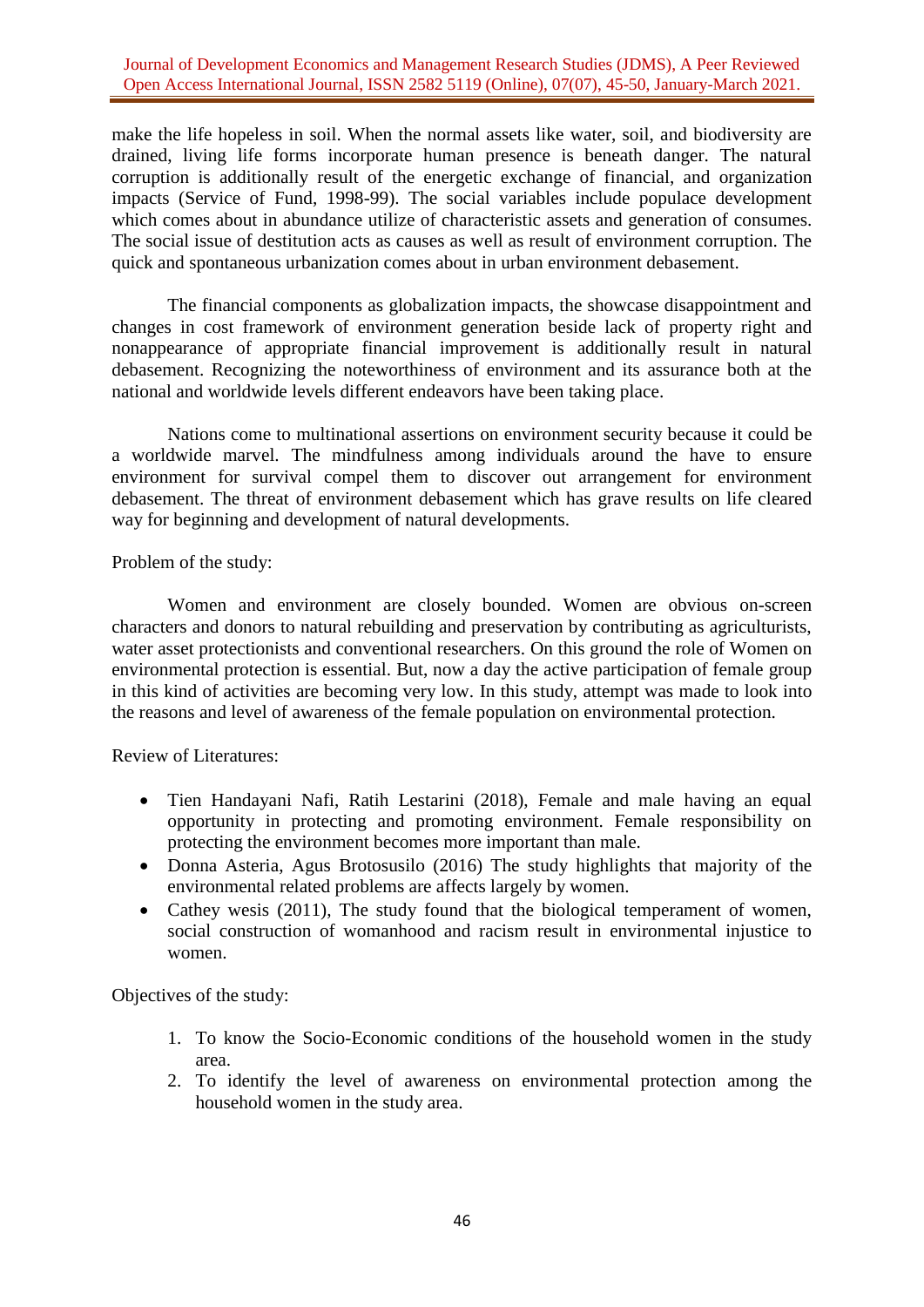make the life hopeless in soil. When the normal assets like water, soil, and biodiversity are drained, living life forms incorporate human presence is beneath danger. The natural corruption is additionally result of the energetic exchange of financial, and organization impacts (Service of Fund, 1998-99). The social variables include populace development which comes about in abundance utilize of characteristic assets and generation of consumes. The social issue of destitution acts as causes as well as result of environment corruption. The quick and spontaneous urbanization comes about in urban environment debasement.

The financial components as globalization impacts, the showcase disappointment and changes in cost framework of environment generation beside lack of property right and nonappearance of appropriate financial improvement is additionally result in natural debasement. Recognizing the noteworthiness of environment and its assurance both at the national and worldwide levels different endeavors have been taking place.

Nations come to multinational assertions on environment security because it could be a worldwide marvel. The mindfulness among individuals around the have to ensure environment for survival compel them to discover out arrangement for environment debasement. The threat of environment debasement which has grave results on life cleared way for beginning and development of natural developments.

Problem of the study:

Women and environment are closely bounded. Women are obvious on-screen characters and donors to natural rebuilding and preservation by contributing as agriculturists, water asset protectionists and conventional researchers. On this ground the role of Women on environmental protection is essential. But, now a day the active participation of female group in this kind of activities are becoming very low. In this study, attempt was made to look into the reasons and level of awareness of the female population on environmental protection.

Review of Literatures:

- Tien Handayani Nafi, Ratih Lestarini (2018), Female and male having an equal opportunity in protecting and promoting environment. Female responsibility on protecting the environment becomes more important than male.
- Donna Asteria, Agus Brotosusilo (2016) The study highlights that majority of the environmental related problems are affects largely by women.
- Cathey wesis (2011), The study found that the biological temperament of women, social construction of womanhood and racism result in environmental injustice to women.

Objectives of the study:

1. To know the Socio-Economic conditions of the household women in the study area.
2. To identify the level of awareness on environmental protection among the household women in the study area.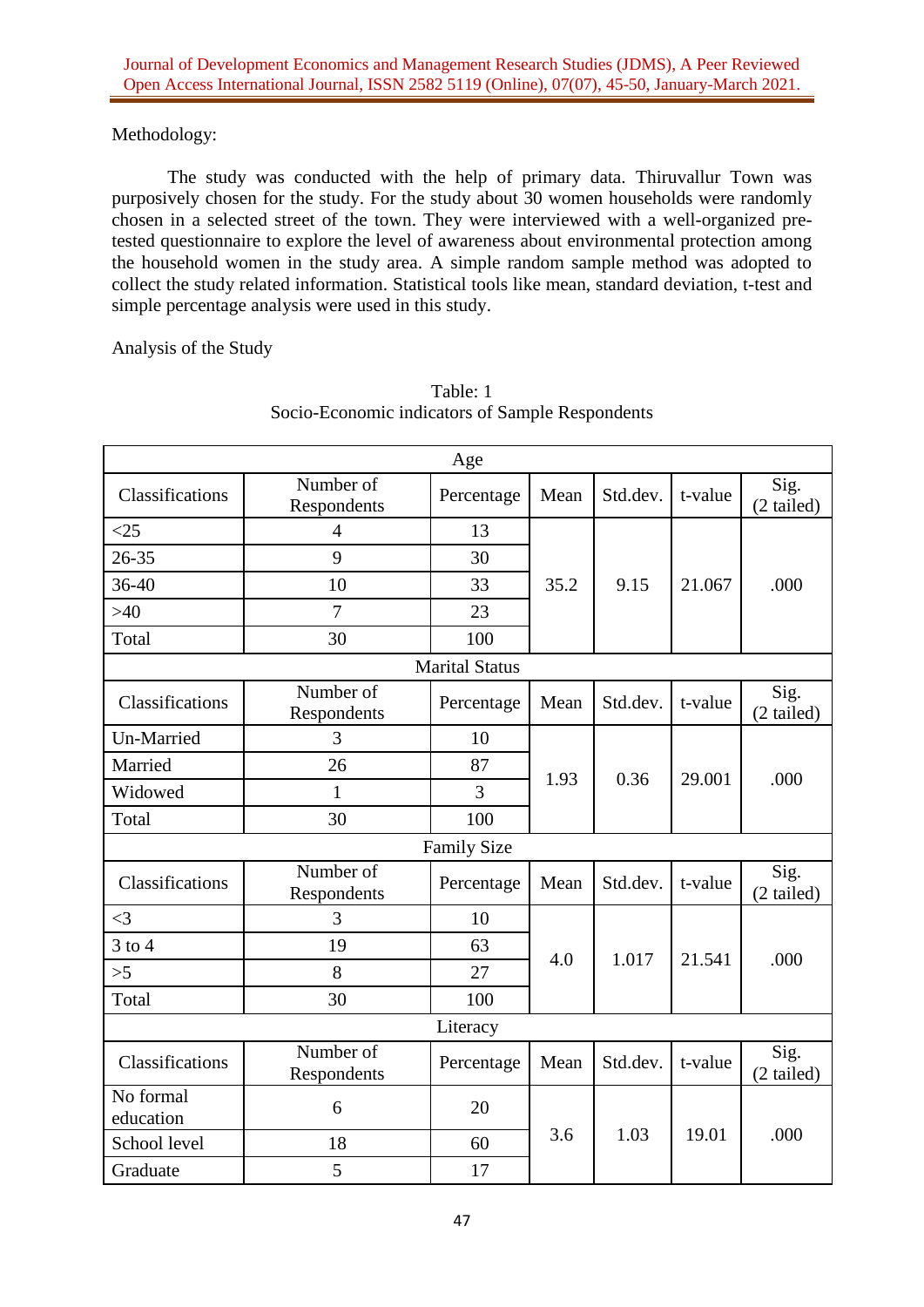Methodology:

The study was conducted with the help of primary data. Thiruvallur Town was purposively chosen for the study. For the study about 30 women households were randomly chosen in a selected street of the town. They were interviewed with a well-organized pre-tested questionnaire to explore the level of awareness about environmental protection among the household women in the study area. A simple random sample method was adopted to collect the study related information. Statistical tools like mean, standard deviation, t-test and simple percentage analysis were used in this study.

Analysis of the Study

Table: 1
Socio-Economic indicators of Sample Respondents

| Age | | | | | | |
|---|---|---|---|---|---|---|
| Classifications | Number of Respondents | Percentage | Mean | Std.dev. | t-value | Sig. (2 tailed) |
| <25 | 4 | 13 | 35.2 | 9.15 | 21.067 | .000 |
| 26-35 | 9 | 30 | | | | |
| 36-40 | 10 | 33 | | | | |
| >40 | 7 | 23 | | | | |
| Total | 30 | 100 | | | | |
| **Marital Status** | | | | | | |
| Classifications | Number of Respondents | Percentage | Mean | Std.dev. | t-value | Sig. (2 tailed) |
| Un-Married | 3 | 10 | 1.93 | 0.36 | 29.001 | .000 |
| Married | 26 | 87 | | | | |
| Widowed | 1 | 3 | | | | |
| Total | 30 | 100 | | | | |
| **Family Size** | | | | | | |
| Classifications | Number of Respondents | Percentage | Mean | Std.dev. | t-value | Sig. (2 tailed) |
| <3 | 3 | 10 | 4.0 | 1.017 | 21.541 | .000 |
| 3 to 4 | 19 | 63 | | | | |
| >5 | 8 | 27 | | | | |
| Total | 30 | 100 | | | | |
| **Literacy** | | | | | | |
| Classifications | Number of Respondents | Percentage | Mean | Std.dev. | t-value | Sig. (2 tailed) |
| No formal education | 6 | 20 | 3.6 | 1.03 | 19.01 | .000 |
| School level | 18 | 60 | | | | |
| Graduate | 5 | 17 | | | | |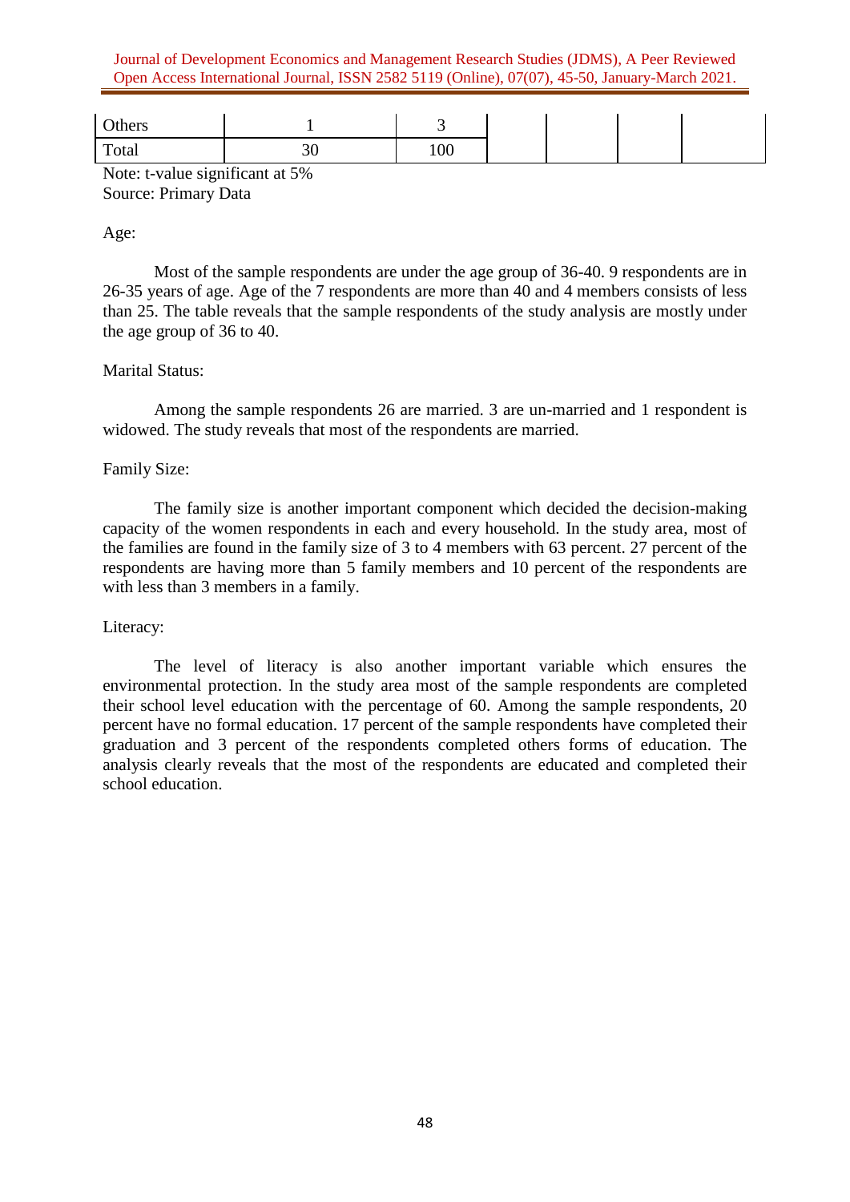| Others | 1 | 3 | | | | |
|---|---|---|---|---|---|---|
| Total | 30 | 100 | | | | |

Note: t-value significant at 5%
Source: Primary Data

Age:

Most of the sample respondents are under the age group of 36-40. 9 respondents are in 26-35 years of age. Age of the 7 respondents are more than 40 and 4 members consists of less than 25. The table reveals that the sample respondents of the study analysis are mostly under the age group of 36 to 40.

Marital Status:

Among the sample respondents 26 are married. 3 are un-married and 1 respondent is widowed. The study reveals that most of the respondents are married.

Family Size:

The family size is another important component which decided the decision-making capacity of the women respondents in each and every household. In the study area, most of the families are found in the family size of 3 to 4 members with 63 percent. 27 percent of the respondents are having more than 5 family members and 10 percent of the respondents are with less than 3 members in a family.

Literacy:

The level of literacy is also another important variable which ensures the environmental protection. In the study area most of the sample respondents are completed their school level education with the percentage of 60. Among the sample respondents, 20 percent have no formal education. 17 percent of the sample respondents have completed their graduation and 3 percent of the respondents completed others forms of education. The analysis clearly reveals that the most of the respondents are educated and completed their school education.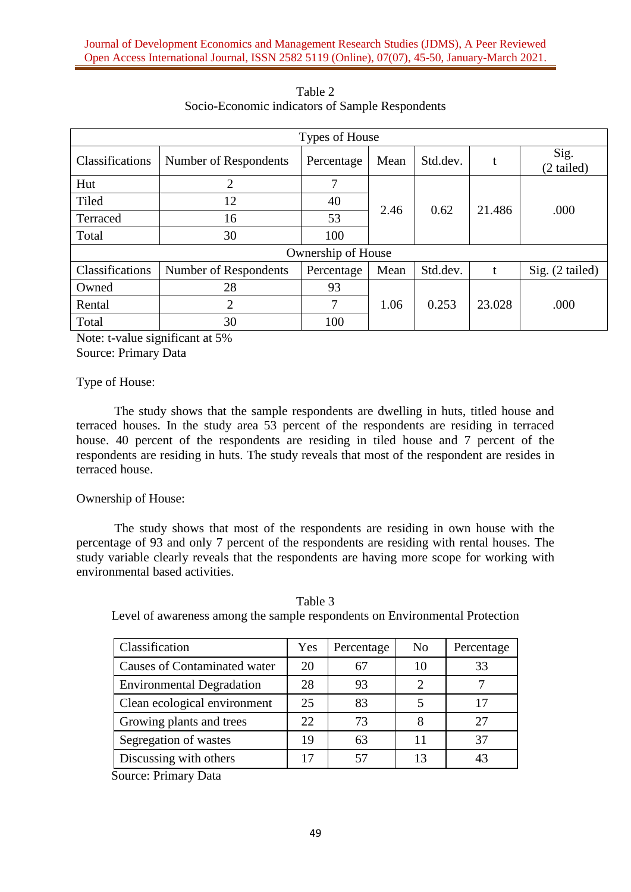Table 2
Socio-Economic indicators of Sample Respondents

| Types of House | | | | | | |
|---|---|---|---|---|---|---|
| Classifications | Number of Respondents | Percentage | Mean | Std.dev. | t | Sig. (2 tailed) |
| Hut | 2 | 7 | 2.46 | 0.62 | 21.486 | .000 |
| Tiled | 12 | 40 | | | | |
| Terraced | 16 | 53 | | | | |
| Total | 30 | 100 | | | | |
| **Ownership of House** | | | | | | |
| Classifications | Number of Respondents | Percentage | Mean | Std.dev. | t | Sig. (2 tailed) |
| Owned | 28 | 93 | 1.06 | 0.253 | 23.028 | .000 |
| Rental | 2 | 7 | | | | |
| Total | 30 | 100 | | | | |

Note: t-value significant at 5%
Source: Primary Data

Type of House:

The study shows that the sample respondents are dwelling in huts, titled house and terraced houses. In the study area 53 percent of the respondents are residing in terraced house. 40 percent of the respondents are residing in tiled house and 7 percent of the respondents are residing in huts. The study reveals that most of the respondent are resides in terraced house.

Ownership of House:

The study shows that most of the respondents are residing in own house with the percentage of 93 and only 7 percent of the respondents are residing with rental houses. The study variable clearly reveals that the respondents are having more scope for working with environmental based activities.

Table 3
Level of awareness among the sample respondents on Environmental Protection

| Classification | Yes | Percentage | No | Percentage |
|---|---|---|---|---|
| Causes of Contaminated water | 20 | 67 | 10 | 33 |
| Environmental Degradation | 28 | 93 | 2 | 7 |
| Clean ecological environment | 25 | 83 | 5 | 17 |
| Growing plants and trees | 22 | 73 | 8 | 27 |
| Segregation of wastes | 19 | 63 | 11 | 37 |
| Discussing with others | 17 | 57 | 13 | 43 |

Source: Primary Data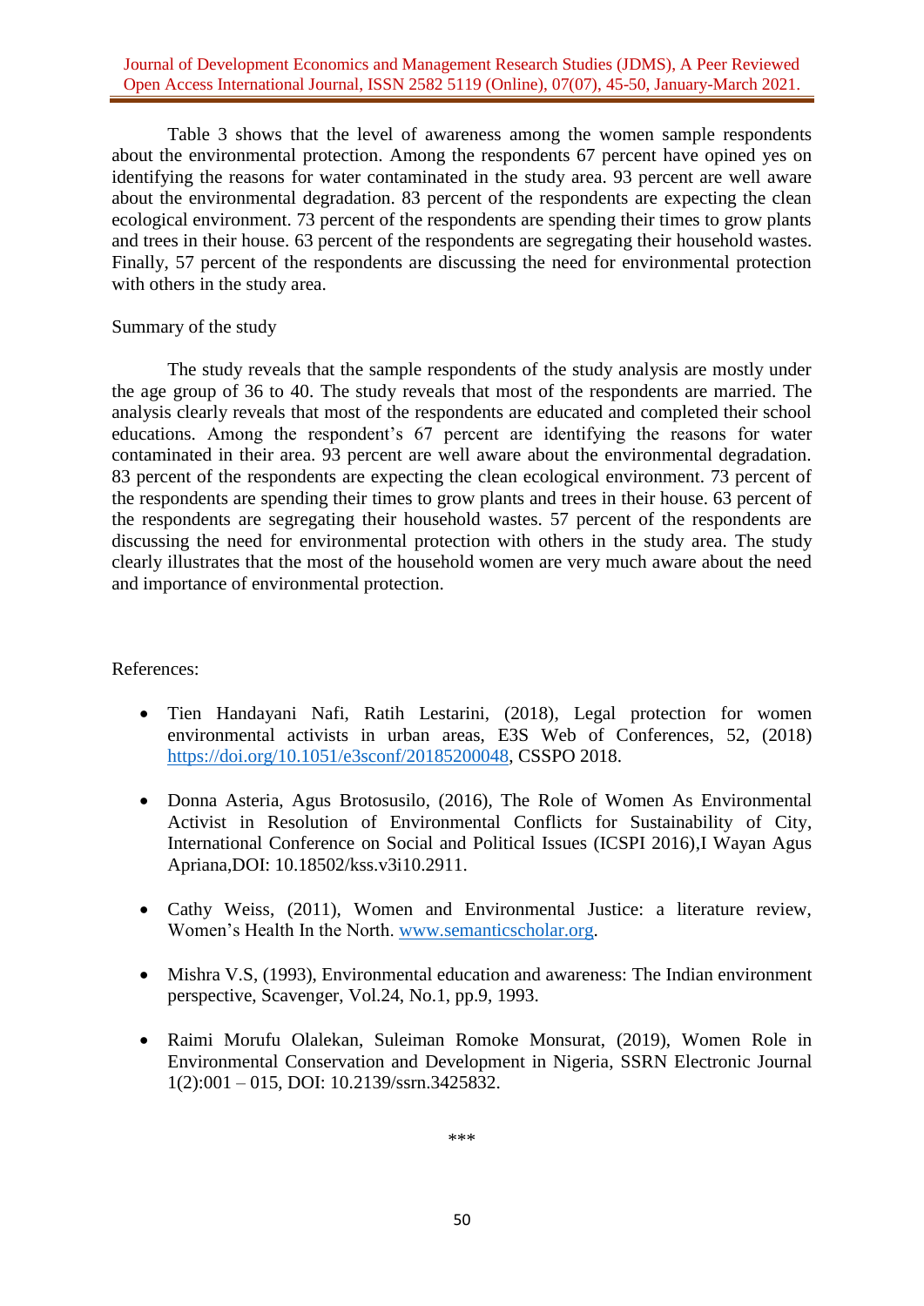Table 3 shows that the level of awareness among the women sample respondents about the environmental protection. Among the respondents 67 percent have opined yes on identifying the reasons for water contaminated in the study area. 93 percent are well aware about the environmental degradation. 83 percent of the respondents are expecting the clean ecological environment. 73 percent of the respondents are spending their times to grow plants and trees in their house. 63 percent of the respondents are segregating their household wastes. Finally, 57 percent of the respondents are discussing the need for environmental protection with others in the study area.

Summary of the study

The study reveals that the sample respondents of the study analysis are mostly under the age group of 36 to 40. The study reveals that most of the respondents are married. The analysis clearly reveals that most of the respondents are educated and completed their school educations. Among the respondent's 67 percent are identifying the reasons for water contaminated in their area. 93 percent are well aware about the environmental degradation. 83 percent of the respondents are expecting the clean ecological environment. 73 percent of the respondents are spending their times to grow plants and trees in their house. 63 percent of the respondents are segregating their household wastes. 57 percent of the respondents are discussing the need for environmental protection with others in the study area. The study clearly illustrates that the most of the household women are very much aware about the need and importance of environmental protection.

References:

- Tien Handayani Nafi, Ratih Lestarini, (2018), Legal protection for women environmental activists in urban areas, E3S Web of Conferences, 52, (2018) https://doi.org/10.1051/e3sconf/20185200048, CSSPO 2018.
- Donna Asteria, Agus Brotosusilo, (2016), The Role of Women As Environmental Activist in Resolution of Environmental Conflicts for Sustainability of City, International Conference on Social and Political Issues (ICSPI 2016),I Wayan Agus Apriana,DOI: 10.18502/kss.v3i10.2911.
- Cathy Weiss, (2011), Women and Environmental Justice: a literature review, Women's Health In the North. www.semanticscholar.org.
- Mishra V.S, (1993), Environmental education and awareness: The Indian environment perspective, Scavenger, Vol.24, No.1, pp.9, 1993.
- Raimi Morufu Olalekan, Suleiman Romoke Monsurat, (2019), Women Role in Environmental Conservation and Development in Nigeria, SSRN Electronic Journal 1(2):001 – 015, DOI: 10.2139/ssrn.3425832.

\*\*\*